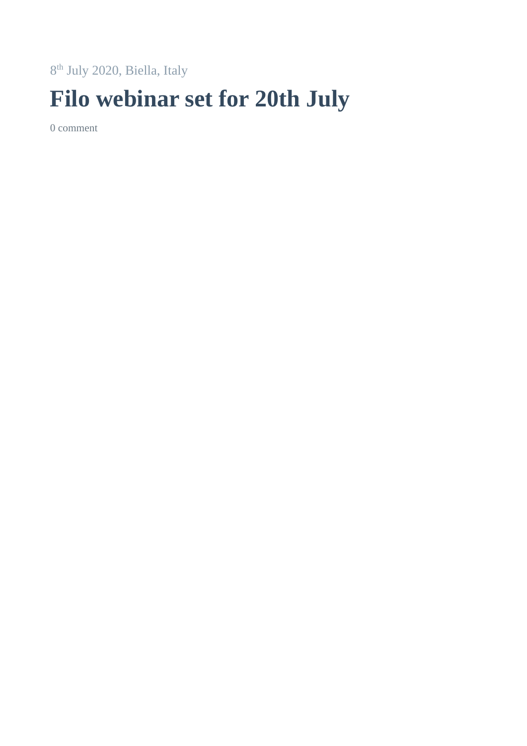8th July 2020, Biella, Italy

# Filo webinar set for 20th July

0 comment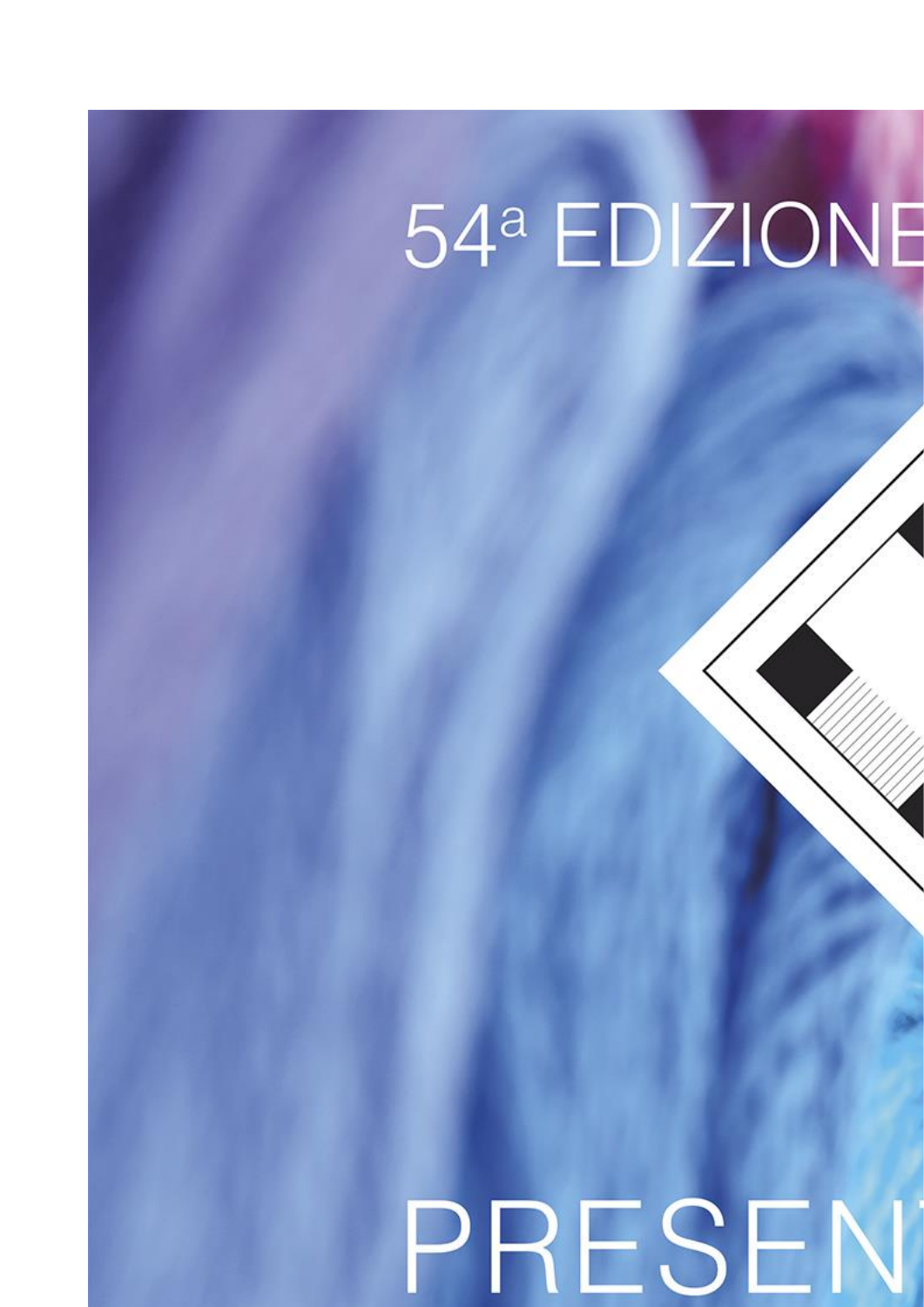54ª EDIZIONE

PRESEN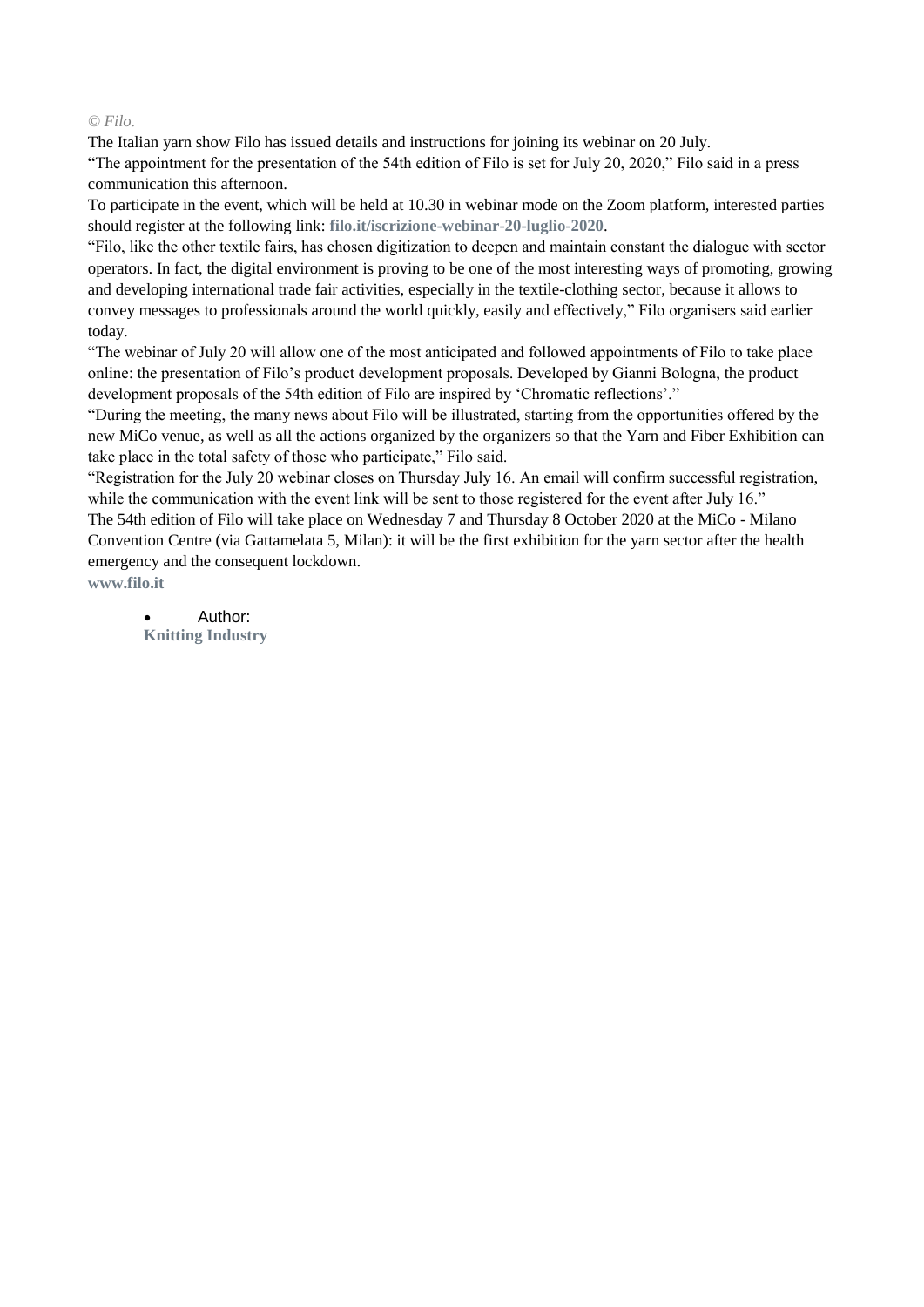*© Filo.*

The Italian yarn show Filo has issued details and instructions for joining its webinar on 20 July.

"The appointment for the presentation of the 54th edition of Filo is set for July 20, 2020," Filo said in a press communication this afternoon.

To participate in the event, which will be held at 10.30 in webinar mode on the Zoom platform, interested parties should register at the following link: **filo.it/iscrizione-webinar-20-luglio-2020**.

"Filo, like the other textile fairs, has chosen digitization to deepen and maintain constant the dialogue with sector operators. In fact, the digital environment is proving to be one of the most interesting ways of promoting, growing and developing international trade fair activities, especially in the textile-clothing sector, because it allows to convey messages to professionals around the world quickly, easily and effectively," Filo organisers said earlier today.

"The webinar of July 20 will allow one of the most anticipated and followed appointments of Filo to take place online: the presentation of Filo's product development proposals. Developed by Gianni Bologna, the product development proposals of the 54th edition of Filo are inspired by 'Chromatic reflections'."

"During the meeting, the many news about Filo will be illustrated, starting from the opportunities offered by the new MiCo venue, as well as all the actions organized by the organizers so that the Yarn and Fiber Exhibition can take place in the total safety of those who participate," Filo said.

"Registration for the July 20 webinar closes on Thursday July 16. An email will confirm successful registration, while the communication with the event link will be sent to those registered for the event after July 16."

The 54th edition of Filo will take place on Wednesday 7 and Thursday 8 October 2020 at the MiCo - Milano Convention Centre (via Gattamelata 5, Milan): it will be the first exhibition for the yarn sector after the health emergency and the consequent lockdown.

**www.filo.it**

- Author:
  **Knitting Industry**